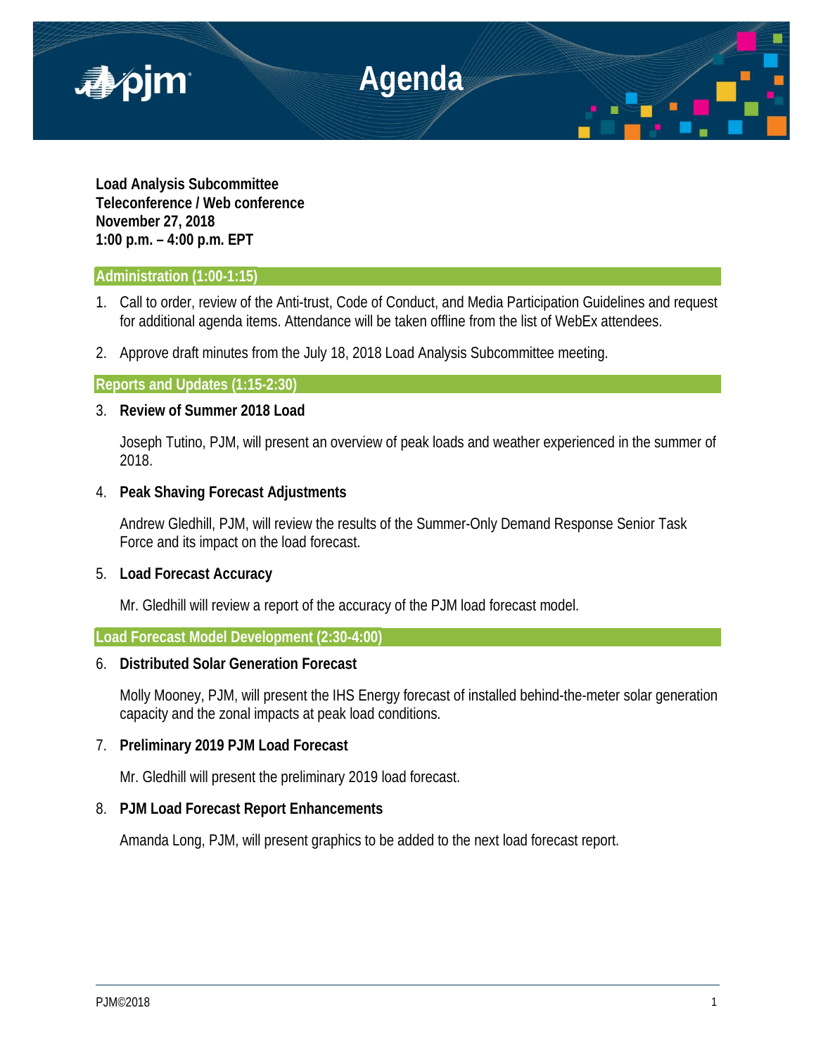# Agenda

**Load Analysis Subcommittee**
**Teleconference / Web conference**
**November 27, 2018**
**1:00 p.m. – 4:00 p.m. EPT**

## Administration (1:00-1:15)

1. Call to order, review of the Anti-trust, Code of Conduct, and Media Participation Guidelines and request for additional agenda items. Attendance will be taken offline from the list of WebEx attendees.

2. Approve draft minutes from the July 18, 2018 Load Analysis Subcommittee meeting.

## Reports and Updates (1:15-2:30)

3. **Review of Summer 2018 Load**

   Joseph Tutino, PJM, will present an overview of peak loads and weather experienced in the summer of 2018.

4. **Peak Shaving Forecast Adjustments**

   Andrew Gledhill, PJM, will review the results of the Summer-Only Demand Response Senior Task Force and its impact on the load forecast.

5. **Load Forecast Accuracy**

   Mr. Gledhill will review a report of the accuracy of the PJM load forecast model.

## Load Forecast Model Development (2:30-4:00)

6. **Distributed Solar Generation Forecast**

   Molly Mooney, PJM, will present the IHS Energy forecast of installed behind-the-meter solar generation capacity and the zonal impacts at peak load conditions.

7. **Preliminary 2019 PJM Load Forecast**

   Mr. Gledhill will present the preliminary 2019 load forecast.

8. **PJM Load Forecast Report Enhancements**

   Amanda Long, PJM, will present graphics to be added to the next load forecast report.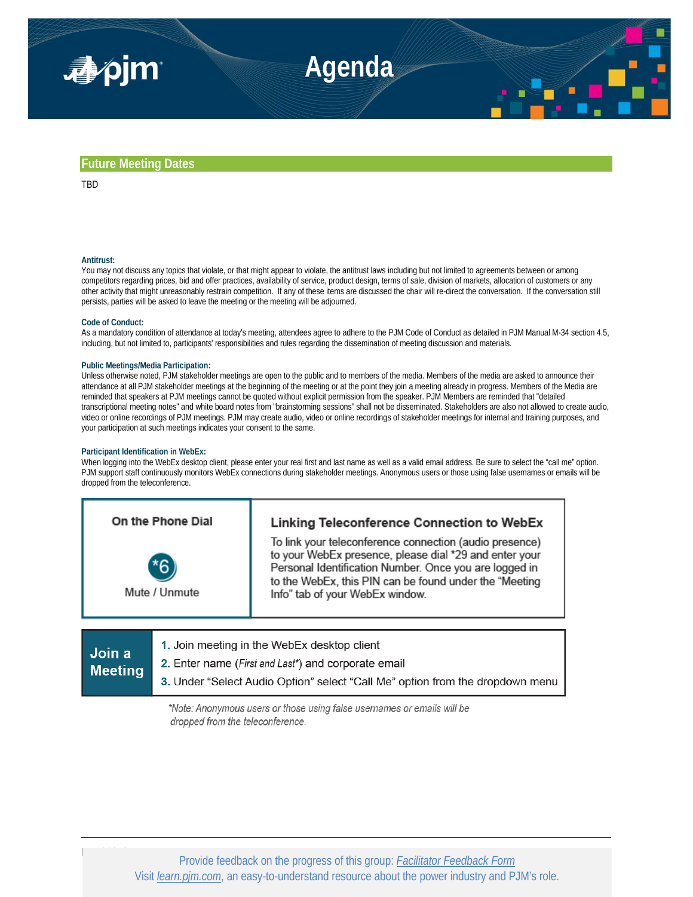## Future Meeting Dates

TBD

**Antitrust:**
You may not discuss any topics that violate, or that might appear to violate, the antitrust laws including but not limited to agreements between or among competitors regarding prices, bid and offer practices, availability of service, product design, terms of sale, division of markets, allocation of customers or any other activity that might unreasonably restrain competition. If any of these items are discussed the chair will re-direct the conversation. If the conversation still persists, parties will be asked to leave the meeting or the meeting will be adjourned.

**Code of Conduct:**
As a mandatory condition of attendance at today's meeting, attendees agree to adhere to the PJM Code of Conduct as detailed in PJM Manual M-34 section 4.5, including, but not limited to, participants' responsibilities and rules regarding the dissemination of meeting discussion and materials.

**Public Meetings/Media Participation:**
Unless otherwise noted, PJM stakeholder meetings are open to the public and to members of the media. Members of the media are asked to announce their attendance at all PJM stakeholder meetings at the beginning of the meeting or at the point they join a meeting already in progress. Members of the Media are reminded that speakers at PJM meetings cannot be quoted without explicit permission from the speaker. PJM Members are reminded that "detailed transcriptional meeting notes" and white board notes from "brainstorming sessions" shall not be disseminated. Stakeholders are also not allowed to create audio, video or online recordings of PJM meetings. PJM may create audio, video or online recordings of stakeholder meetings for internal and training purposes, and your participation at such meetings indicates your consent to the same.

**Participant Identification in WebEx:**
When logging into the WebEx desktop client, please enter your real first and last name as well as a valid email address. Be sure to select the "call me" option. PJM support staff continuously monitors WebEx connections during stakeholder meetings. Anonymous users or those using false usernames or emails will be dropped from the teleconference.

| On the Phone Dial | Linking Teleconference Connection to WebEx |
| --- | --- |
| *6 Mute / Unmute | To link your teleconference connection (audio presence) to your WebEx presence, please dial *29 and enter your Personal Identification Number. Once you are logged in to the WebEx, this PIN can be found under the "Meeting Info" tab of your WebEx window. |

**Join a Meeting**

1. Join meeting in the WebEx desktop client
2. Enter name (*First and Last**) and corporate email
3. Under "Select Audio Option" select "Call Me" option from the dropdown menu

*\*Note: Anonymous users or those using false usernames or emails will be dropped from the teleconference.*

Provide feedback on the progress of this group: *Facilitator Feedback Form*

Visit *learn.pjm.com*, an easy-to-understand resource about the power industry and PJM's role.